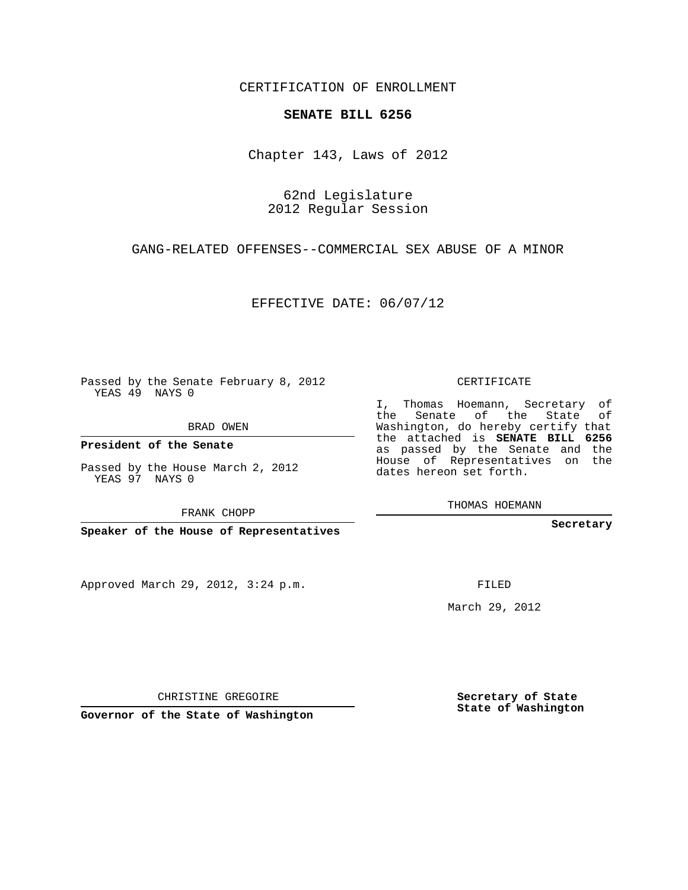CERTIFICATION OF ENROLLMENT

**SENATE BILL 6256**

Chapter 143, Laws of 2012

62nd Legislature
2012 Regular Session

GANG-RELATED OFFENSES--COMMERCIAL SEX ABUSE OF A MINOR

EFFECTIVE DATE: 06/07/12

Passed by the Senate February 8, 2012
YEAS 49 NAYS 0

BRAD OWEN

**President of the Senate**

Passed by the House March 2, 2012
YEAS 97 NAYS 0

FRANK CHOPP

**Speaker of the House of Representatives**

CERTIFICATE

I, Thomas Hoemann, Secretary of the Senate of the State of Washington, do hereby certify that the attached is **SENATE BILL 6256** as passed by the Senate and the House of Representatives on the dates hereon set forth.

THOMAS HOEMANN

**Secretary**

Approved March 29, 2012, 3:24 p.m.

FILED

March 29, 2012

CHRISTINE GREGOIRE

**Governor of the State of Washington**

**Secretary of State**
**State of Washington**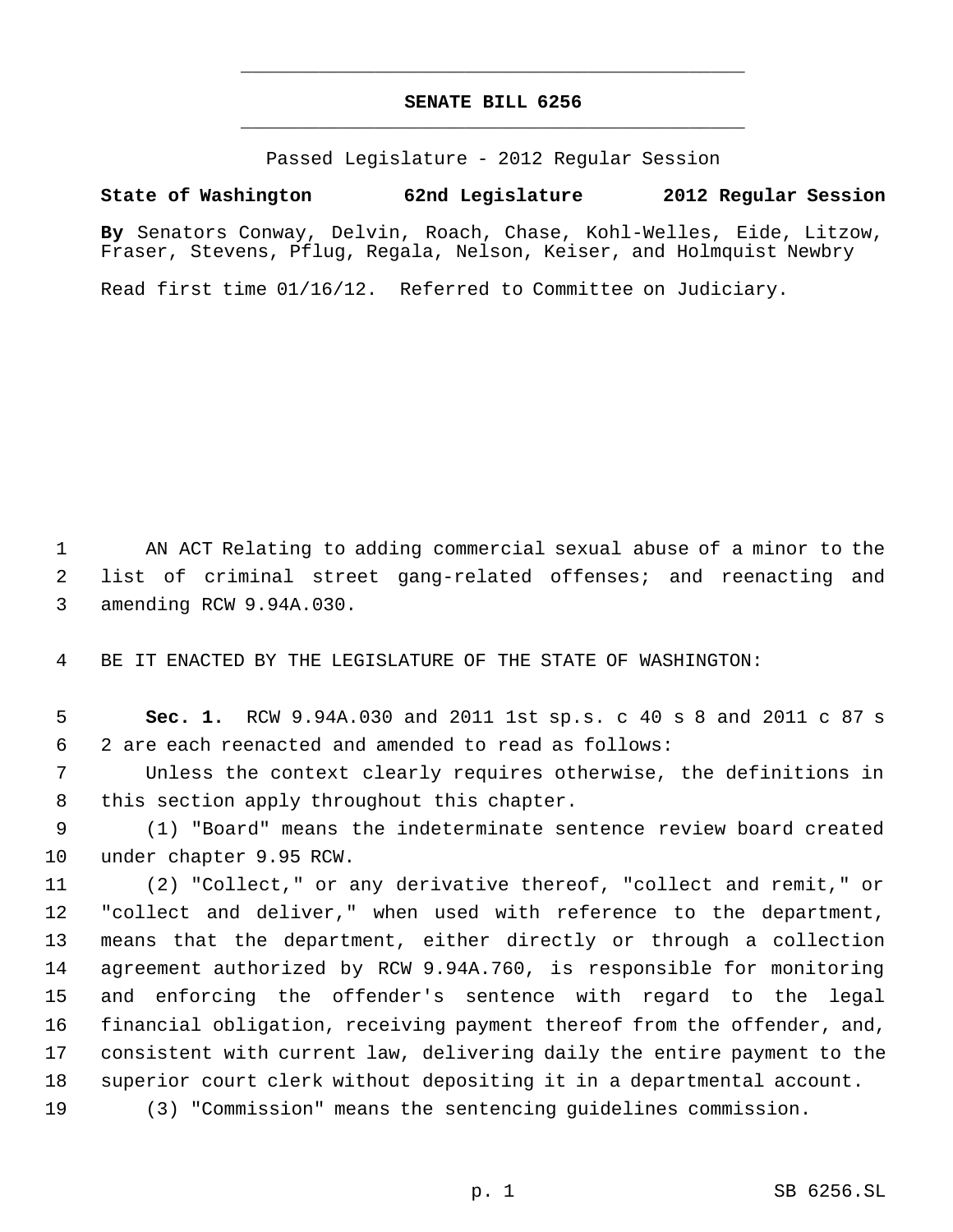# SENATE BILL 6256

Passed Legislature - 2012 Regular Session

**State of Washington 62nd Legislature 2012 Regular Session**

**By** Senators Conway, Delvin, Roach, Chase, Kohl-Welles, Eide, Litzow, Fraser, Stevens, Pflug, Regala, Nelson, Keiser, and Holmquist Newbry

Read first time 01/16/12. Referred to Committee on Judiciary.

AN ACT Relating to adding commercial sexual abuse of a minor to the list of criminal street gang-related offenses; and reenacting and amending RCW 9.94A.030.

BE IT ENACTED BY THE LEGISLATURE OF THE STATE OF WASHINGTON:

**Sec. 1.** RCW 9.94A.030 and 2011 1st sp.s. c 40 s 8 and 2011 c 87 s 2 are each reenacted and amended to read as follows:

Unless the context clearly requires otherwise, the definitions in this section apply throughout this chapter.

(1) "Board" means the indeterminate sentence review board created under chapter 9.95 RCW.

(2) "Collect," or any derivative thereof, "collect and remit," or "collect and deliver," when used with reference to the department, means that the department, either directly or through a collection agreement authorized by RCW 9.94A.760, is responsible for monitoring and enforcing the offender's sentence with regard to the legal financial obligation, receiving payment thereof from the offender, and, consistent with current law, delivering daily the entire payment to the superior court clerk without depositing it in a departmental account.

(3) "Commission" means the sentencing guidelines commission.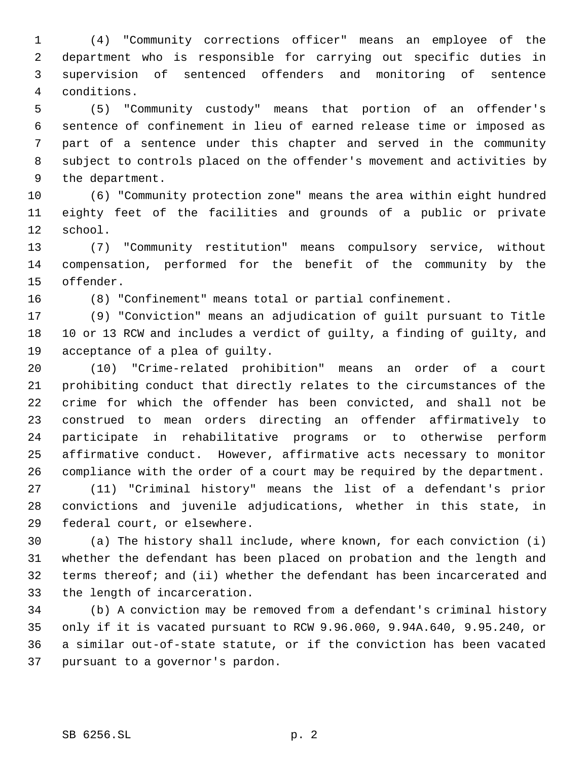(4) "Community corrections officer" means an employee of the department who is responsible for carrying out specific duties in supervision of sentenced offenders and monitoring of sentence conditions.

(5) "Community custody" means that portion of an offender's sentence of confinement in lieu of earned release time or imposed as part of a sentence under this chapter and served in the community subject to controls placed on the offender's movement and activities by the department.

(6) "Community protection zone" means the area within eight hundred eighty feet of the facilities and grounds of a public or private school.

(7) "Community restitution" means compulsory service, without compensation, performed for the benefit of the community by the offender.

(8) "Confinement" means total or partial confinement.

(9) "Conviction" means an adjudication of guilt pursuant to Title 10 or 13 RCW and includes a verdict of guilty, a finding of guilty, and acceptance of a plea of guilty.

(10) "Crime-related prohibition" means an order of a court prohibiting conduct that directly relates to the circumstances of the crime for which the offender has been convicted, and shall not be construed to mean orders directing an offender affirmatively to participate in rehabilitative programs or to otherwise perform affirmative conduct. However, affirmative acts necessary to monitor compliance with the order of a court may be required by the department.

(11) "Criminal history" means the list of a defendant's prior convictions and juvenile adjudications, whether in this state, in federal court, or elsewhere.

(a) The history shall include, where known, for each conviction (i) whether the defendant has been placed on probation and the length and terms thereof; and (ii) whether the defendant has been incarcerated and the length of incarceration.

(b) A conviction may be removed from a defendant's criminal history only if it is vacated pursuant to RCW 9.96.060, 9.94A.640, 9.95.240, or a similar out-of-state statute, or if the conviction has been vacated pursuant to a governor's pardon.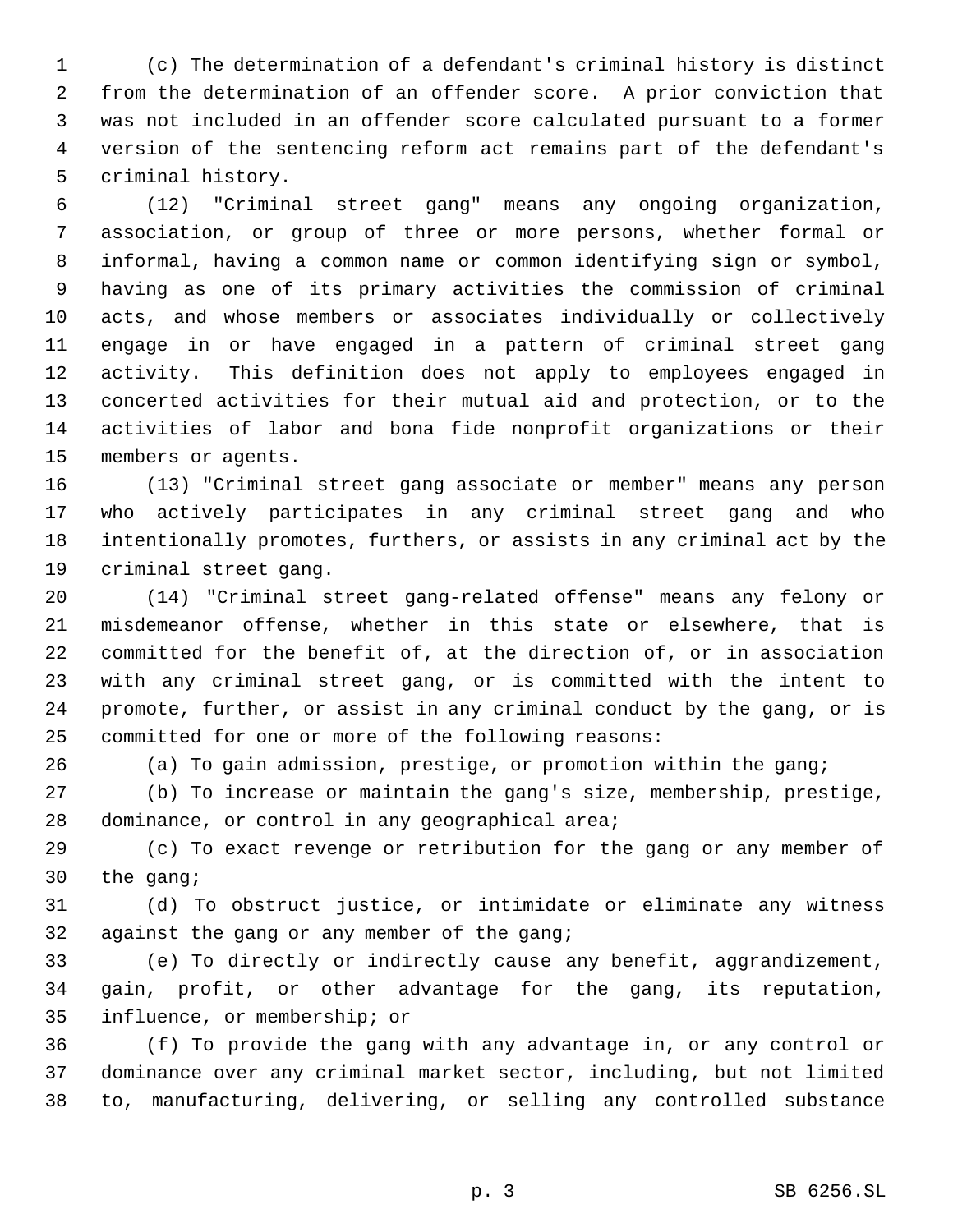(c) The determination of a defendant's criminal history is distinct from the determination of an offender score. A prior conviction that was not included in an offender score calculated pursuant to a former version of the sentencing reform act remains part of the defendant's criminal history.

(12) "Criminal street gang" means any ongoing organization, association, or group of three or more persons, whether formal or informal, having a common name or common identifying sign or symbol, having as one of its primary activities the commission of criminal acts, and whose members or associates individually or collectively engage in or have engaged in a pattern of criminal street gang activity. This definition does not apply to employees engaged in concerted activities for their mutual aid and protection, or to the activities of labor and bona fide nonprofit organizations or their members or agents.

(13) "Criminal street gang associate or member" means any person who actively participates in any criminal street gang and who intentionally promotes, furthers, or assists in any criminal act by the criminal street gang.

(14) "Criminal street gang-related offense" means any felony or misdemeanor offense, whether in this state or elsewhere, that is committed for the benefit of, at the direction of, or in association with any criminal street gang, or is committed with the intent to promote, further, or assist in any criminal conduct by the gang, or is committed for one or more of the following reasons:

(a) To gain admission, prestige, or promotion within the gang;

(b) To increase or maintain the gang's size, membership, prestige, dominance, or control in any geographical area;

(c) To exact revenge or retribution for the gang or any member of the gang;

(d) To obstruct justice, or intimidate or eliminate any witness against the gang or any member of the gang;

(e) To directly or indirectly cause any benefit, aggrandizement, gain, profit, or other advantage for the gang, its reputation, influence, or membership; or

(f) To provide the gang with any advantage in, or any control or dominance over any criminal market sector, including, but not limited to, manufacturing, delivering, or selling any controlled substance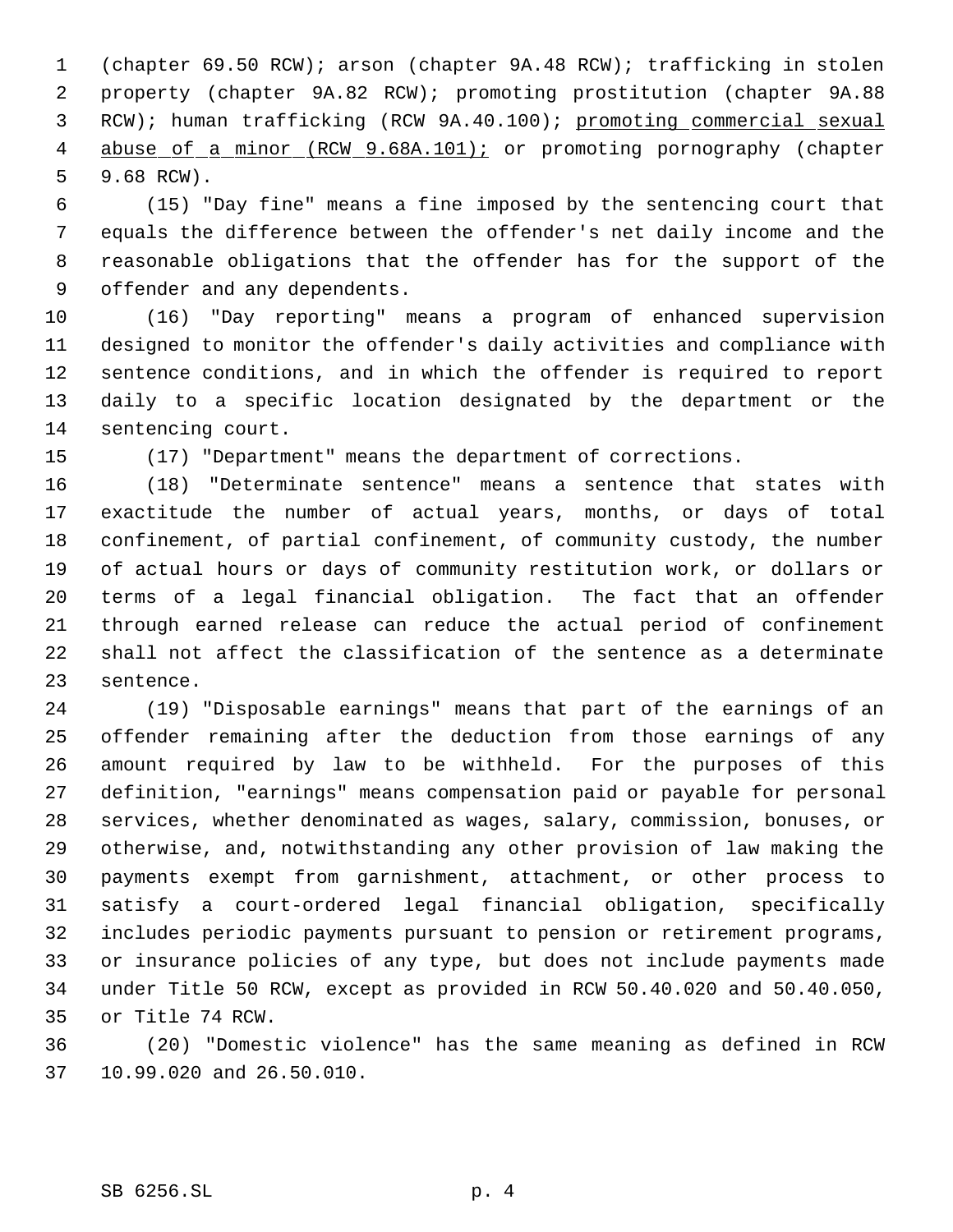(chapter 69.50 RCW); arson (chapter 9A.48 RCW); trafficking in stolen property (chapter 9A.82 RCW); promoting prostitution (chapter 9A.88 RCW); human trafficking (RCW 9A.40.100); <u>promoting commercial sexual abuse of a minor (RCW 9.68A.101);</u> or promoting pornography (chapter 9.68 RCW).

(15) "Day fine" means a fine imposed by the sentencing court that equals the difference between the offender's net daily income and the reasonable obligations that the offender has for the support of the offender and any dependents.

(16) "Day reporting" means a program of enhanced supervision designed to monitor the offender's daily activities and compliance with sentence conditions, and in which the offender is required to report daily to a specific location designated by the department or the sentencing court.

(17) "Department" means the department of corrections.

(18) "Determinate sentence" means a sentence that states with exactitude the number of actual years, months, or days of total confinement, of partial confinement, of community custody, the number of actual hours or days of community restitution work, or dollars or terms of a legal financial obligation. The fact that an offender through earned release can reduce the actual period of confinement shall not affect the classification of the sentence as a determinate sentence.

(19) "Disposable earnings" means that part of the earnings of an offender remaining after the deduction from those earnings of any amount required by law to be withheld. For the purposes of this definition, "earnings" means compensation paid or payable for personal services, whether denominated as wages, salary, commission, bonuses, or otherwise, and, notwithstanding any other provision of law making the payments exempt from garnishment, attachment, or other process to satisfy a court-ordered legal financial obligation, specifically includes periodic payments pursuant to pension or retirement programs, or insurance policies of any type, but does not include payments made under Title 50 RCW, except as provided in RCW 50.40.020 and 50.40.050, or Title 74 RCW.

(20) "Domestic violence" has the same meaning as defined in RCW 10.99.020 and 26.50.010.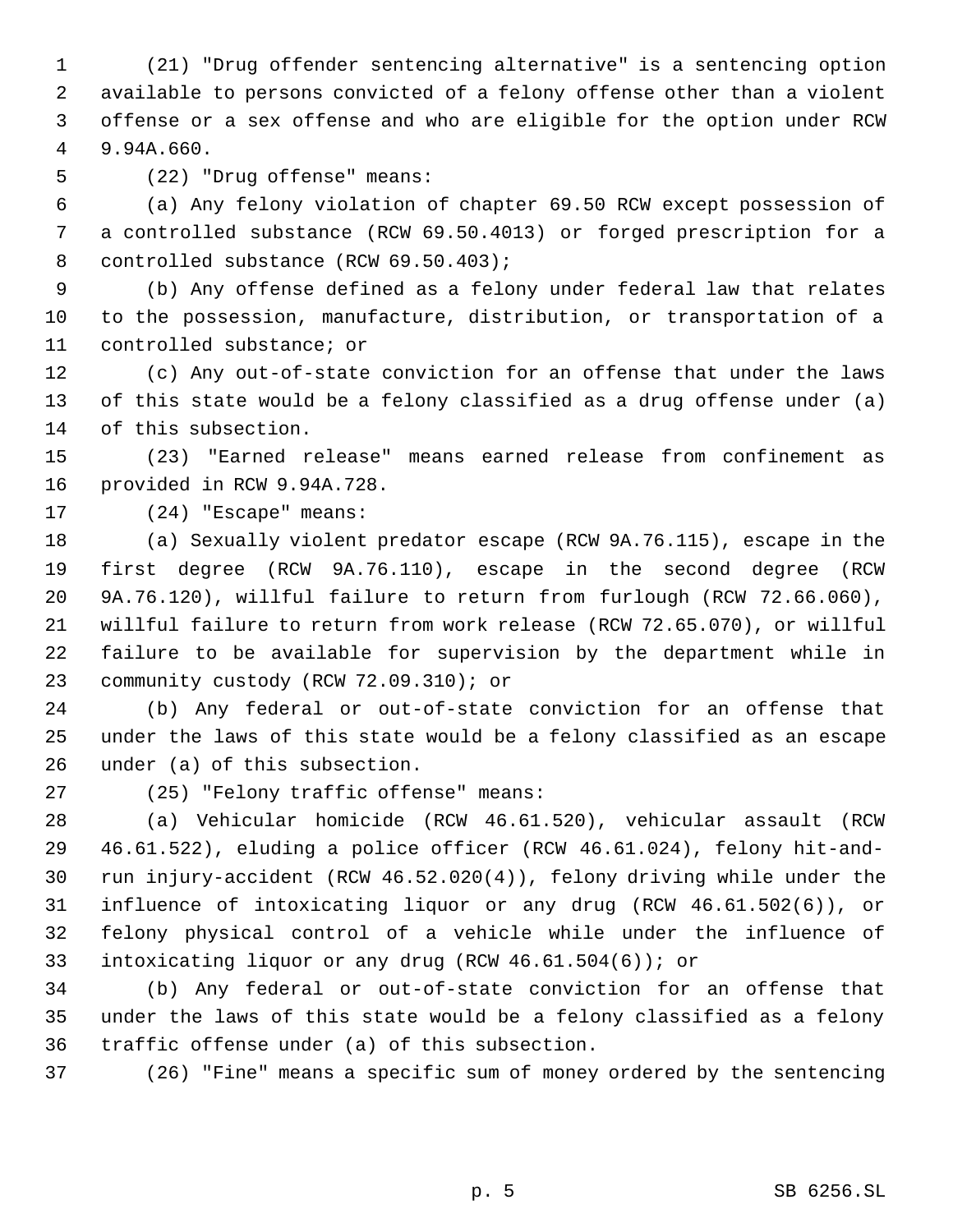(21) "Drug offender sentencing alternative" is a sentencing option available to persons convicted of a felony offense other than a violent offense or a sex offense and who are eligible for the option under RCW 9.94A.660.

(22) "Drug offense" means:

(a) Any felony violation of chapter 69.50 RCW except possession of a controlled substance (RCW 69.50.4013) or forged prescription for a controlled substance (RCW 69.50.403);

(b) Any offense defined as a felony under federal law that relates to the possession, manufacture, distribution, or transportation of a controlled substance; or

(c) Any out-of-state conviction for an offense that under the laws of this state would be a felony classified as a drug offense under (a) of this subsection.

(23) "Earned release" means earned release from confinement as provided in RCW 9.94A.728.

(24) "Escape" means:

(a) Sexually violent predator escape (RCW 9A.76.115), escape in the first degree (RCW 9A.76.110), escape in the second degree (RCW 9A.76.120), willful failure to return from furlough (RCW 72.66.060), willful failure to return from work release (RCW 72.65.070), or willful failure to be available for supervision by the department while in community custody (RCW 72.09.310); or

(b) Any federal or out-of-state conviction for an offense that under the laws of this state would be a felony classified as an escape under (a) of this subsection.

(25) "Felony traffic offense" means:

(a) Vehicular homicide (RCW 46.61.520), vehicular assault (RCW 46.61.522), eluding a police officer (RCW 46.61.024), felony hit-and-run injury-accident (RCW 46.52.020(4)), felony driving while under the influence of intoxicating liquor or any drug (RCW 46.61.502(6)), or felony physical control of a vehicle while under the influence of intoxicating liquor or any drug (RCW 46.61.504(6)); or

(b) Any federal or out-of-state conviction for an offense that under the laws of this state would be a felony classified as a felony traffic offense under (a) of this subsection.

(26) "Fine" means a specific sum of money ordered by the sentencing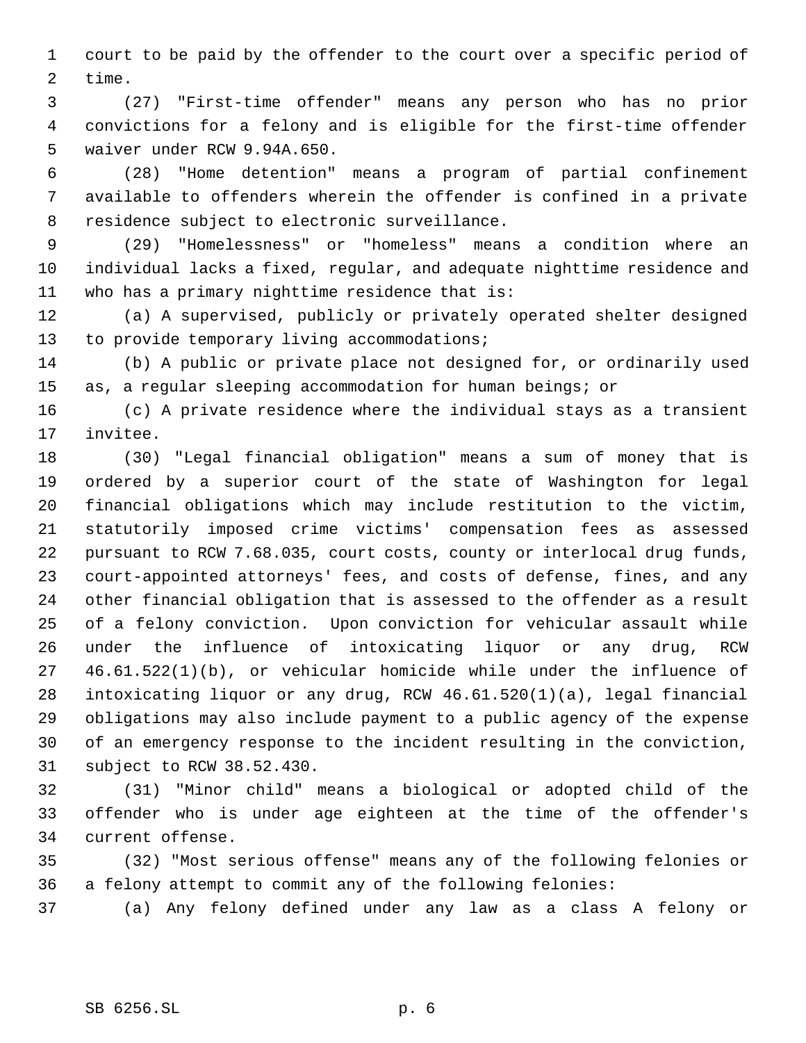court to be paid by the offender to the court over a specific period of time.

(27) "First-time offender" means any person who has no prior convictions for a felony and is eligible for the first-time offender waiver under RCW 9.94A.650.

(28) "Home detention" means a program of partial confinement available to offenders wherein the offender is confined in a private residence subject to electronic surveillance.

(29) "Homelessness" or "homeless" means a condition where an individual lacks a fixed, regular, and adequate nighttime residence and who has a primary nighttime residence that is:

(a) A supervised, publicly or privately operated shelter designed to provide temporary living accommodations;

(b) A public or private place not designed for, or ordinarily used as, a regular sleeping accommodation for human beings; or

(c) A private residence where the individual stays as a transient invitee.

(30) "Legal financial obligation" means a sum of money that is ordered by a superior court of the state of Washington for legal financial obligations which may include restitution to the victim, statutorily imposed crime victims' compensation fees as assessed pursuant to RCW 7.68.035, court costs, county or interlocal drug funds, court-appointed attorneys' fees, and costs of defense, fines, and any other financial obligation that is assessed to the offender as a result of a felony conviction. Upon conviction for vehicular assault while under the influence of intoxicating liquor or any drug, RCW 46.61.522(1)(b), or vehicular homicide while under the influence of intoxicating liquor or any drug, RCW 46.61.520(1)(a), legal financial obligations may also include payment to a public agency of the expense of an emergency response to the incident resulting in the conviction, subject to RCW 38.52.430.

(31) "Minor child" means a biological or adopted child of the offender who is under age eighteen at the time of the offender's current offense.

(32) "Most serious offense" means any of the following felonies or a felony attempt to commit any of the following felonies:

(a) Any felony defined under any law as a class A felony or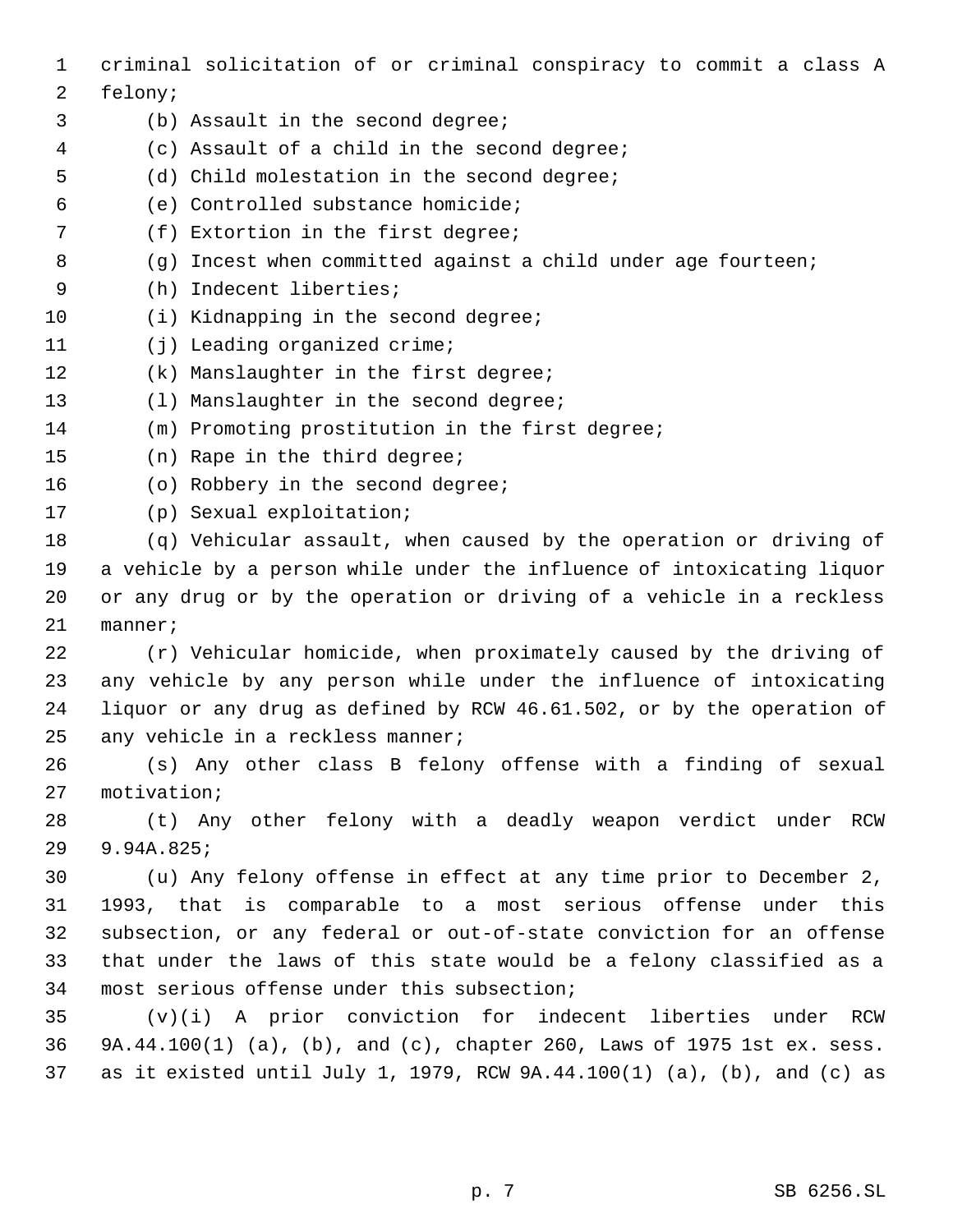criminal solicitation of or criminal conspiracy to commit a class A felony;

(b) Assault in the second degree;

(c) Assault of a child in the second degree;

(d) Child molestation in the second degree;

(e) Controlled substance homicide;

(f) Extortion in the first degree;

(g) Incest when committed against a child under age fourteen;

(h) Indecent liberties;

(i) Kidnapping in the second degree;

(j) Leading organized crime;

(k) Manslaughter in the first degree;

(l) Manslaughter in the second degree;

(m) Promoting prostitution in the first degree;

(n) Rape in the third degree;

(o) Robbery in the second degree;

(p) Sexual exploitation;

(q) Vehicular assault, when caused by the operation or driving of a vehicle by a person while under the influence of intoxicating liquor or any drug or by the operation or driving of a vehicle in a reckless manner;

(r) Vehicular homicide, when proximately caused by the driving of any vehicle by any person while under the influence of intoxicating liquor or any drug as defined by RCW 46.61.502, or by the operation of any vehicle in a reckless manner;

(s) Any other class B felony offense with a finding of sexual motivation;

(t) Any other felony with a deadly weapon verdict under RCW 9.94A.825;

(u) Any felony offense in effect at any time prior to December 2, 1993, that is comparable to a most serious offense under this subsection, or any federal or out-of-state conviction for an offense that under the laws of this state would be a felony classified as a most serious offense under this subsection;

(v)(i) A prior conviction for indecent liberties under RCW 9A.44.100(1) (a), (b), and (c), chapter 260, Laws of 1975 1st ex. sess. as it existed until July 1, 1979, RCW 9A.44.100(1) (a), (b), and (c) as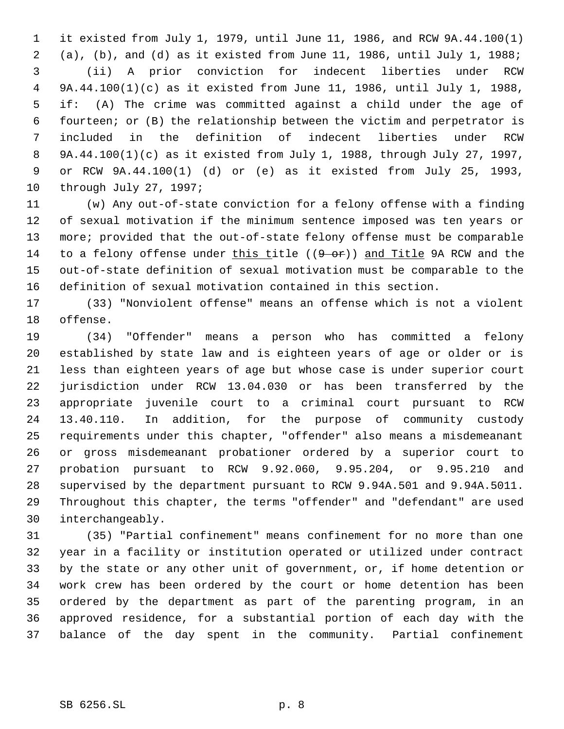it existed from July 1, 1979, until June 11, 1986, and RCW 9A.44.100(1) (a), (b), and (d) as it existed from June 11, 1986, until July 1, 1988;

(ii) A prior conviction for indecent liberties under RCW 9A.44.100(1)(c) as it existed from June 11, 1986, until July 1, 1988, if: (A) The crime was committed against a child under the age of fourteen; or (B) the relationship between the victim and perpetrator is included in the definition of indecent liberties under RCW 9A.44.100(1)(c) as it existed from July 1, 1988, through July 27, 1997, or RCW 9A.44.100(1) (d) or (e) as it existed from July 25, 1993, through July 27, 1997;

(w) Any out-of-state conviction for a felony offense with a finding of sexual motivation if the minimum sentence imposed was ten years or more; provided that the out-of-state felony offense must be comparable to a felony offense under this title ((~~9 or~~)) and Title 9A RCW and the out-of-state definition of sexual motivation must be comparable to the definition of sexual motivation contained in this section.

(33) "Nonviolent offense" means an offense which is not a violent offense.

(34) "Offender" means a person who has committed a felony established by state law and is eighteen years of age or older or is less than eighteen years of age but whose case is under superior court jurisdiction under RCW 13.04.030 or has been transferred by the appropriate juvenile court to a criminal court pursuant to RCW 13.40.110. In addition, for the purpose of community custody requirements under this chapter, "offender" also means a misdemeanant or gross misdemeanant probationer ordered by a superior court to probation pursuant to RCW 9.92.060, 9.95.204, or 9.95.210 and supervised by the department pursuant to RCW 9.94A.501 and 9.94A.5011. Throughout this chapter, the terms "offender" and "defendant" are used interchangeably.

(35) "Partial confinement" means confinement for no more than one year in a facility or institution operated or utilized under contract by the state or any other unit of government, or, if home detention or work crew has been ordered by the court or home detention has been ordered by the department as part of the parenting program, in an approved residence, for a substantial portion of each day with the balance of the day spent in the community. Partial confinement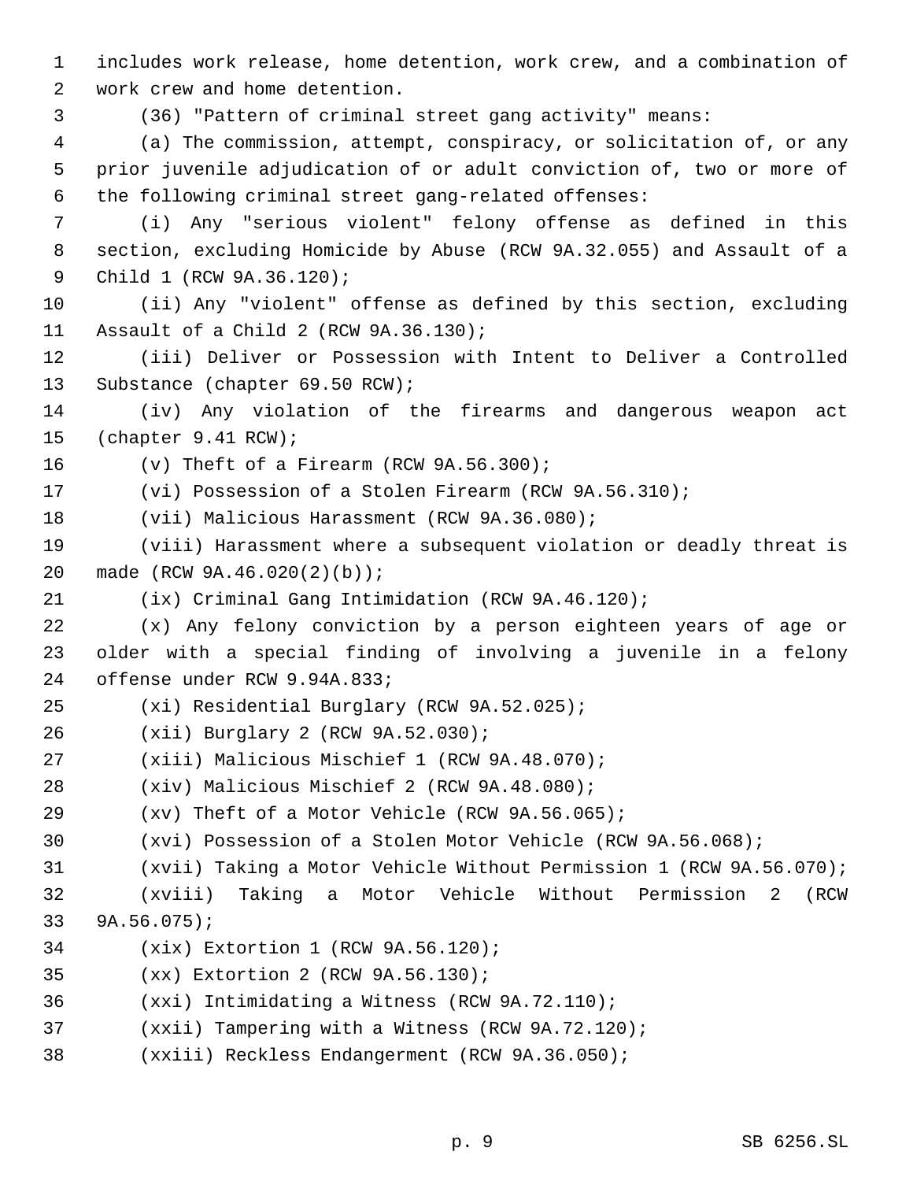includes work release, home detention, work crew, and a combination of work crew and home detention.

(36) "Pattern of criminal street gang activity" means:

(a) The commission, attempt, conspiracy, or solicitation of, or any prior juvenile adjudication of or adult conviction of, two or more of the following criminal street gang-related offenses:

(i) Any "serious violent" felony offense as defined in this section, excluding Homicide by Abuse (RCW 9A.32.055) and Assault of a Child 1 (RCW 9A.36.120);

(ii) Any "violent" offense as defined by this section, excluding Assault of a Child 2 (RCW 9A.36.130);

(iii) Deliver or Possession with Intent to Deliver a Controlled Substance (chapter 69.50 RCW);

(iv) Any violation of the firearms and dangerous weapon act (chapter 9.41 RCW);

(v) Theft of a Firearm (RCW 9A.56.300);

(vi) Possession of a Stolen Firearm (RCW 9A.56.310);

(vii) Malicious Harassment (RCW 9A.36.080);

(viii) Harassment where a subsequent violation or deadly threat is made (RCW 9A.46.020(2)(b));

(ix) Criminal Gang Intimidation (RCW 9A.46.120);

(x) Any felony conviction by a person eighteen years of age or older with a special finding of involving a juvenile in a felony offense under RCW 9.94A.833;

(xi) Residential Burglary (RCW 9A.52.025);

(xii) Burglary 2 (RCW 9A.52.030);

(xiii) Malicious Mischief 1 (RCW 9A.48.070);

(xiv) Malicious Mischief 2 (RCW 9A.48.080);

(xv) Theft of a Motor Vehicle (RCW 9A.56.065);

(xvi) Possession of a Stolen Motor Vehicle (RCW 9A.56.068);

(xvii) Taking a Motor Vehicle Without Permission 1 (RCW 9A.56.070);

(xviii) Taking a Motor Vehicle Without Permission 2 (RCW 9A.56.075);

(xix) Extortion 1 (RCW 9A.56.120);

(xx) Extortion 2 (RCW 9A.56.130);

(xxi) Intimidating a Witness (RCW 9A.72.110);

(xxii) Tampering with a Witness (RCW 9A.72.120);

(xxiii) Reckless Endangerment (RCW 9A.36.050);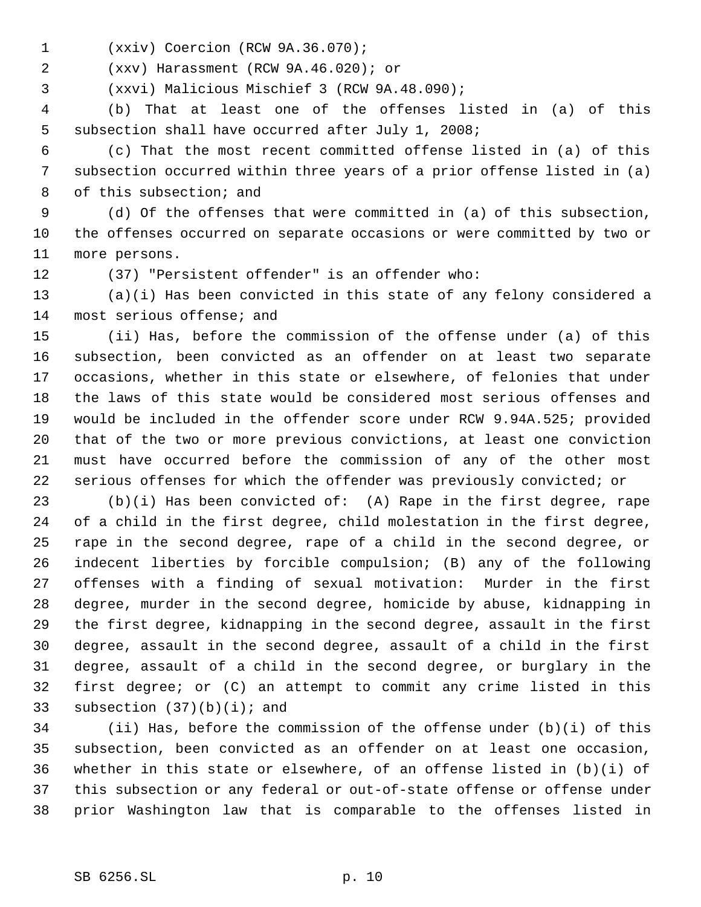(xxiv) Coercion (RCW 9A.36.070);

(xxv) Harassment (RCW 9A.46.020); or

(xxvi) Malicious Mischief 3 (RCW 9A.48.090);

(b) That at least one of the offenses listed in (a) of this subsection shall have occurred after July 1, 2008;

(c) That the most recent committed offense listed in (a) of this subsection occurred within three years of a prior offense listed in (a) of this subsection; and

(d) Of the offenses that were committed in (a) of this subsection, the offenses occurred on separate occasions or were committed by two or more persons.

(37) "Persistent offender" is an offender who:

(a)(i) Has been convicted in this state of any felony considered a most serious offense; and

(ii) Has, before the commission of the offense under (a) of this subsection, been convicted as an offender on at least two separate occasions, whether in this state or elsewhere, of felonies that under the laws of this state would be considered most serious offenses and would be included in the offender score under RCW 9.94A.525; provided that of the two or more previous convictions, at least one conviction must have occurred before the commission of any of the other most serious offenses for which the offender was previously convicted; or

(b)(i) Has been convicted of: (A) Rape in the first degree, rape of a child in the first degree, child molestation in the first degree, rape in the second degree, rape of a child in the second degree, or indecent liberties by forcible compulsion; (B) any of the following offenses with a finding of sexual motivation: Murder in the first degree, murder in the second degree, homicide by abuse, kidnapping in the first degree, kidnapping in the second degree, assault in the first degree, assault in the second degree, assault of a child in the first degree, assault of a child in the second degree, or burglary in the first degree; or (C) an attempt to commit any crime listed in this subsection (37)(b)(i); and

(ii) Has, before the commission of the offense under (b)(i) of this subsection, been convicted as an offender on at least one occasion, whether in this state or elsewhere, of an offense listed in (b)(i) of this subsection or any federal or out-of-state offense or offense under prior Washington law that is comparable to the offenses listed in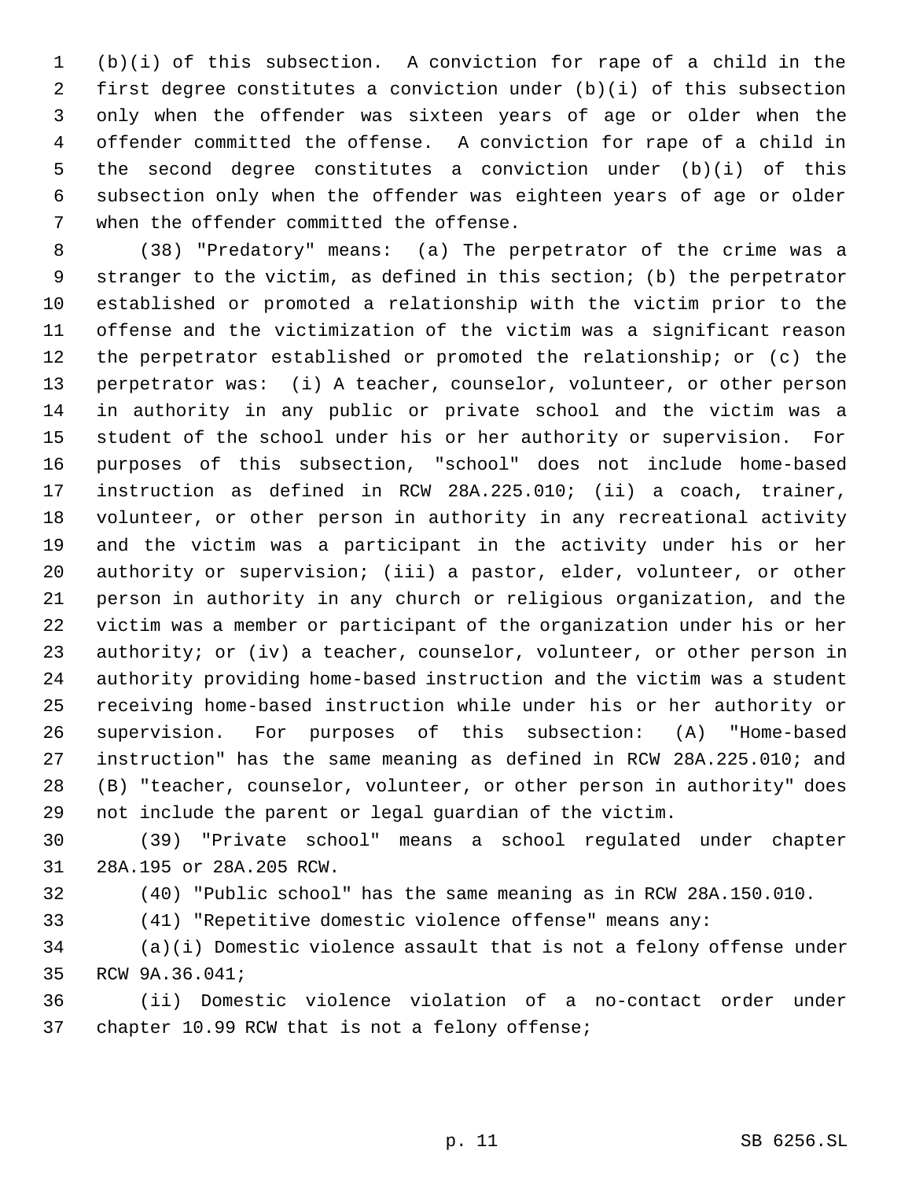(b)(i) of this subsection. A conviction for rape of a child in the first degree constitutes a conviction under (b)(i) of this subsection only when the offender was sixteen years of age or older when the offender committed the offense. A conviction for rape of a child in the second degree constitutes a conviction under (b)(i) of this subsection only when the offender was eighteen years of age or older when the offender committed the offense.

(38) "Predatory" means: (a) The perpetrator of the crime was a stranger to the victim, as defined in this section; (b) the perpetrator established or promoted a relationship with the victim prior to the offense and the victimization of the victim was a significant reason the perpetrator established or promoted the relationship; or (c) the perpetrator was: (i) A teacher, counselor, volunteer, or other person in authority in any public or private school and the victim was a student of the school under his or her authority or supervision. For purposes of this subsection, "school" does not include home-based instruction as defined in RCW 28A.225.010; (ii) a coach, trainer, volunteer, or other person in authority in any recreational activity and the victim was a participant in the activity under his or her authority or supervision; (iii) a pastor, elder, volunteer, or other person in authority in any church or religious organization, and the victim was a member or participant of the organization under his or her authority; or (iv) a teacher, counselor, volunteer, or other person in authority providing home-based instruction and the victim was a student receiving home-based instruction while under his or her authority or supervision. For purposes of this subsection: (A) "Home-based instruction" has the same meaning as defined in RCW 28A.225.010; and (B) "teacher, counselor, volunteer, or other person in authority" does not include the parent or legal guardian of the victim.

(39) "Private school" means a school regulated under chapter 28A.195 or 28A.205 RCW.

(40) "Public school" has the same meaning as in RCW 28A.150.010.

(41) "Repetitive domestic violence offense" means any:

(a)(i) Domestic violence assault that is not a felony offense under RCW 9A.36.041;

(ii) Domestic violence violation of a no-contact order under chapter 10.99 RCW that is not a felony offense;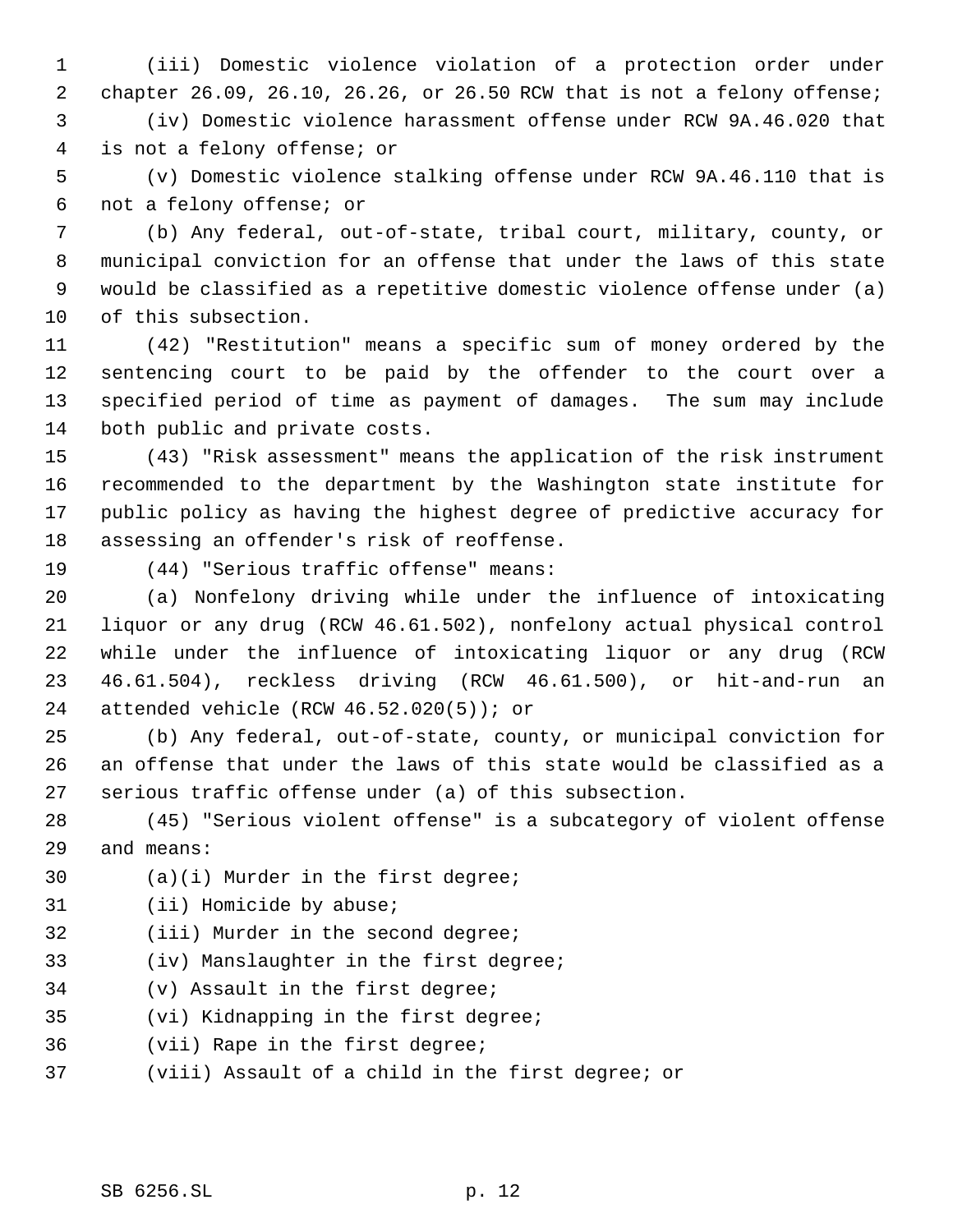(iii) Domestic violence violation of a protection order under chapter 26.09, 26.10, 26.26, or 26.50 RCW that is not a felony offense;

(iv) Domestic violence harassment offense under RCW 9A.46.020 that is not a felony offense; or

(v) Domestic violence stalking offense under RCW 9A.46.110 that is not a felony offense; or

(b) Any federal, out-of-state, tribal court, military, county, or municipal conviction for an offense that under the laws of this state would be classified as a repetitive domestic violence offense under (a) of this subsection.

(42) "Restitution" means a specific sum of money ordered by the sentencing court to be paid by the offender to the court over a specified period of time as payment of damages. The sum may include both public and private costs.

(43) "Risk assessment" means the application of the risk instrument recommended to the department by the Washington state institute for public policy as having the highest degree of predictive accuracy for assessing an offender's risk of reoffense.

(44) "Serious traffic offense" means:

(a) Nonfelony driving while under the influence of intoxicating liquor or any drug (RCW 46.61.502), nonfelony actual physical control while under the influence of intoxicating liquor or any drug (RCW 46.61.504), reckless driving (RCW 46.61.500), or hit-and-run an attended vehicle (RCW 46.52.020(5)); or

(b) Any federal, out-of-state, county, or municipal conviction for an offense that under the laws of this state would be classified as a serious traffic offense under (a) of this subsection.

(45) "Serious violent offense" is a subcategory of violent offense and means:

(a)(i) Murder in the first degree;

(ii) Homicide by abuse;

(iii) Murder in the second degree;

(iv) Manslaughter in the first degree;

(v) Assault in the first degree;

(vi) Kidnapping in the first degree;

(vii) Rape in the first degree;

(viii) Assault of a child in the first degree; or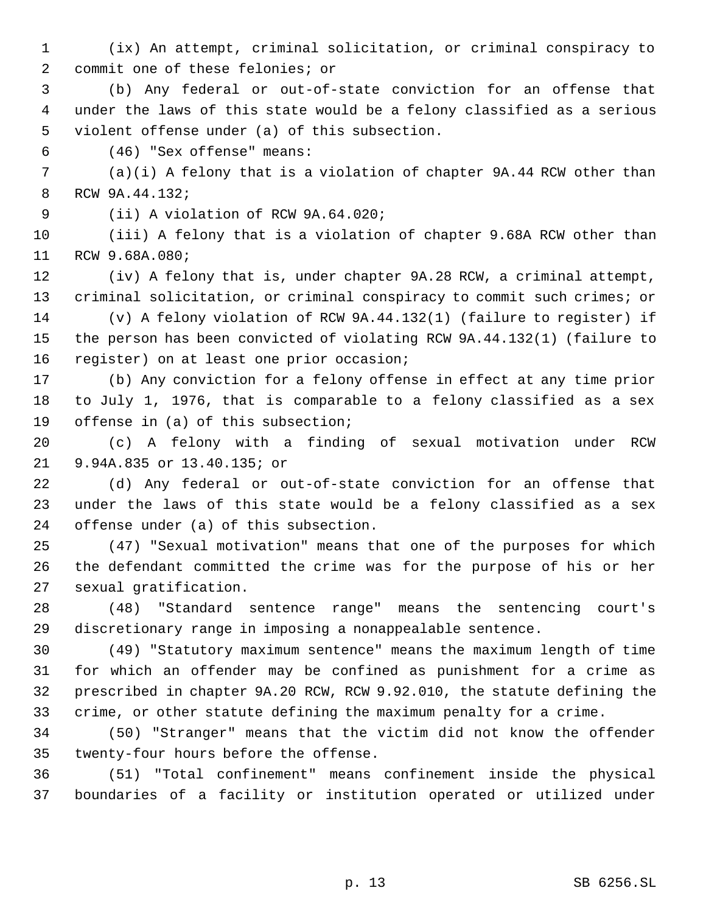(ix) An attempt, criminal solicitation, or criminal conspiracy to commit one of these felonies; or

(b) Any federal or out-of-state conviction for an offense that under the laws of this state would be a felony classified as a serious violent offense under (a) of this subsection.

(46) "Sex offense" means:

(a)(i) A felony that is a violation of chapter 9A.44 RCW other than RCW 9A.44.132;

(ii) A violation of RCW 9A.64.020;

(iii) A felony that is a violation of chapter 9.68A RCW other than RCW 9.68A.080;

(iv) A felony that is, under chapter 9A.28 RCW, a criminal attempt, criminal solicitation, or criminal conspiracy to commit such crimes; or

(v) A felony violation of RCW 9A.44.132(1) (failure to register) if the person has been convicted of violating RCW 9A.44.132(1) (failure to register) on at least one prior occasion;

(b) Any conviction for a felony offense in effect at any time prior to July 1, 1976, that is comparable to a felony classified as a sex offense in (a) of this subsection;

(c) A felony with a finding of sexual motivation under RCW 9.94A.835 or 13.40.135; or

(d) Any federal or out-of-state conviction for an offense that under the laws of this state would be a felony classified as a sex offense under (a) of this subsection.

(47) "Sexual motivation" means that one of the purposes for which the defendant committed the crime was for the purpose of his or her sexual gratification.

(48) "Standard sentence range" means the sentencing court's discretionary range in imposing a nonappealable sentence.

(49) "Statutory maximum sentence" means the maximum length of time for which an offender may be confined as punishment for a crime as prescribed in chapter 9A.20 RCW, RCW 9.92.010, the statute defining the crime, or other statute defining the maximum penalty for a crime.

(50) "Stranger" means that the victim did not know the offender twenty-four hours before the offense.

(51) "Total confinement" means confinement inside the physical boundaries of a facility or institution operated or utilized under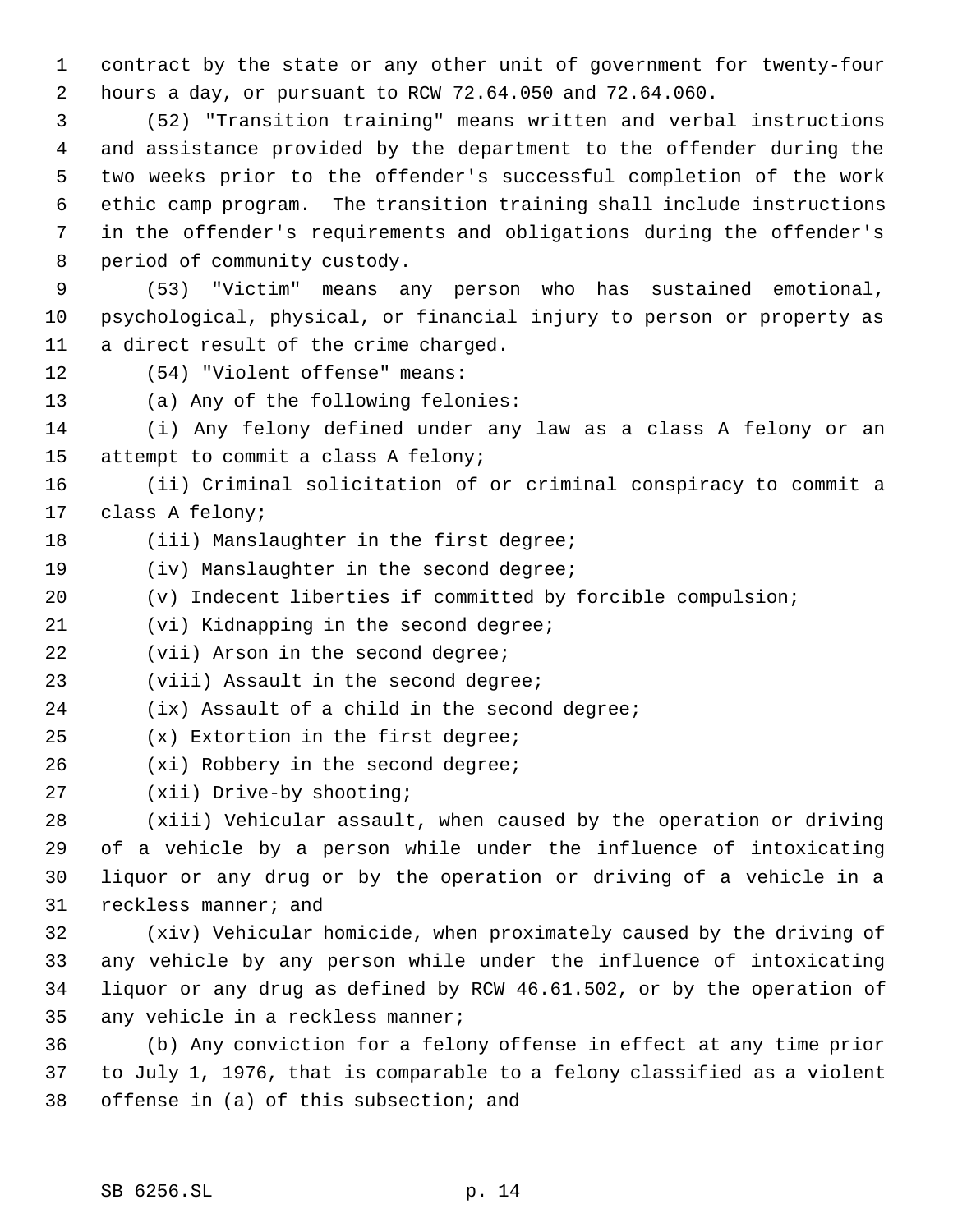contract by the state or any other unit of government for twenty-four hours a day, or pursuant to RCW 72.64.050 and 72.64.060.

(52) "Transition training" means written and verbal instructions and assistance provided by the department to the offender during the two weeks prior to the offender's successful completion of the work ethic camp program. The transition training shall include instructions in the offender's requirements and obligations during the offender's period of community custody.

(53) "Victim" means any person who has sustained emotional, psychological, physical, or financial injury to person or property as a direct result of the crime charged.

(54) "Violent offense" means:

(a) Any of the following felonies:

(i) Any felony defined under any law as a class A felony or an attempt to commit a class A felony;

(ii) Criminal solicitation of or criminal conspiracy to commit a class A felony;

(iii) Manslaughter in the first degree;

(iv) Manslaughter in the second degree;

(v) Indecent liberties if committed by forcible compulsion;

(vi) Kidnapping in the second degree;

(vii) Arson in the second degree;

(viii) Assault in the second degree;

(ix) Assault of a child in the second degree;

(x) Extortion in the first degree;

(xi) Robbery in the second degree;

(xii) Drive-by shooting;

(xiii) Vehicular assault, when caused by the operation or driving of a vehicle by a person while under the influence of intoxicating liquor or any drug or by the operation or driving of a vehicle in a reckless manner; and

(xiv) Vehicular homicide, when proximately caused by the driving of any vehicle by any person while under the influence of intoxicating liquor or any drug as defined by RCW 46.61.502, or by the operation of any vehicle in a reckless manner;

(b) Any conviction for a felony offense in effect at any time prior to July 1, 1976, that is comparable to a felony classified as a violent offense in (a) of this subsection; and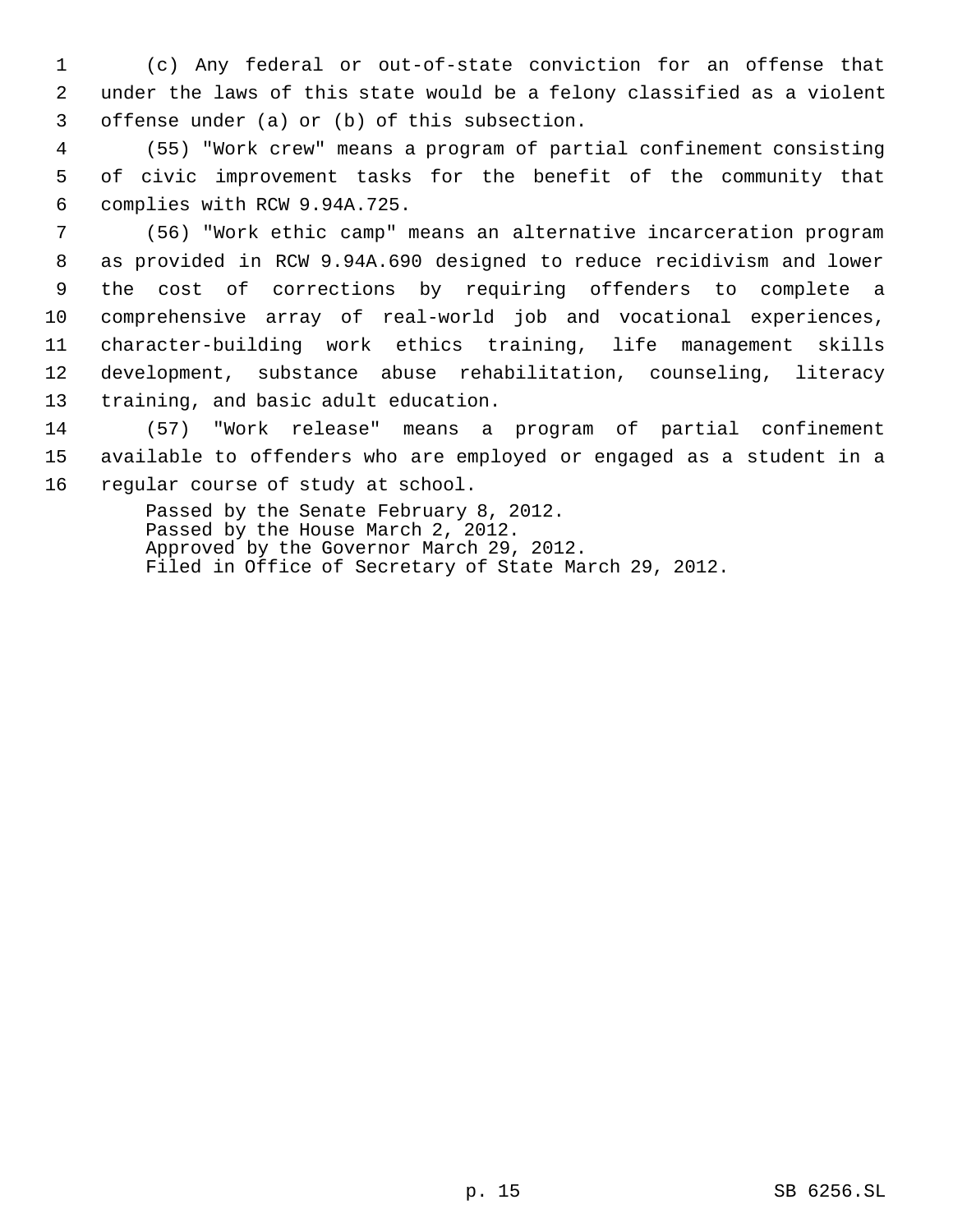(c) Any federal or out-of-state conviction for an offense that under the laws of this state would be a felony classified as a violent offense under (a) or (b) of this subsection.

(55) "Work crew" means a program of partial confinement consisting of civic improvement tasks for the benefit of the community that complies with RCW 9.94A.725.

(56) "Work ethic camp" means an alternative incarceration program as provided in RCW 9.94A.690 designed to reduce recidivism and lower the cost of corrections by requiring offenders to complete a comprehensive array of real-world job and vocational experiences, character-building work ethics training, life management skills development, substance abuse rehabilitation, counseling, literacy training, and basic adult education.

(57) "Work release" means a program of partial confinement available to offenders who are employed or engaged as a student in a regular course of study at school.

Passed by the Senate February 8, 2012.
Passed by the House March 2, 2012.
Approved by the Governor March 29, 2012.
Filed in Office of Secretary of State March 29, 2012.